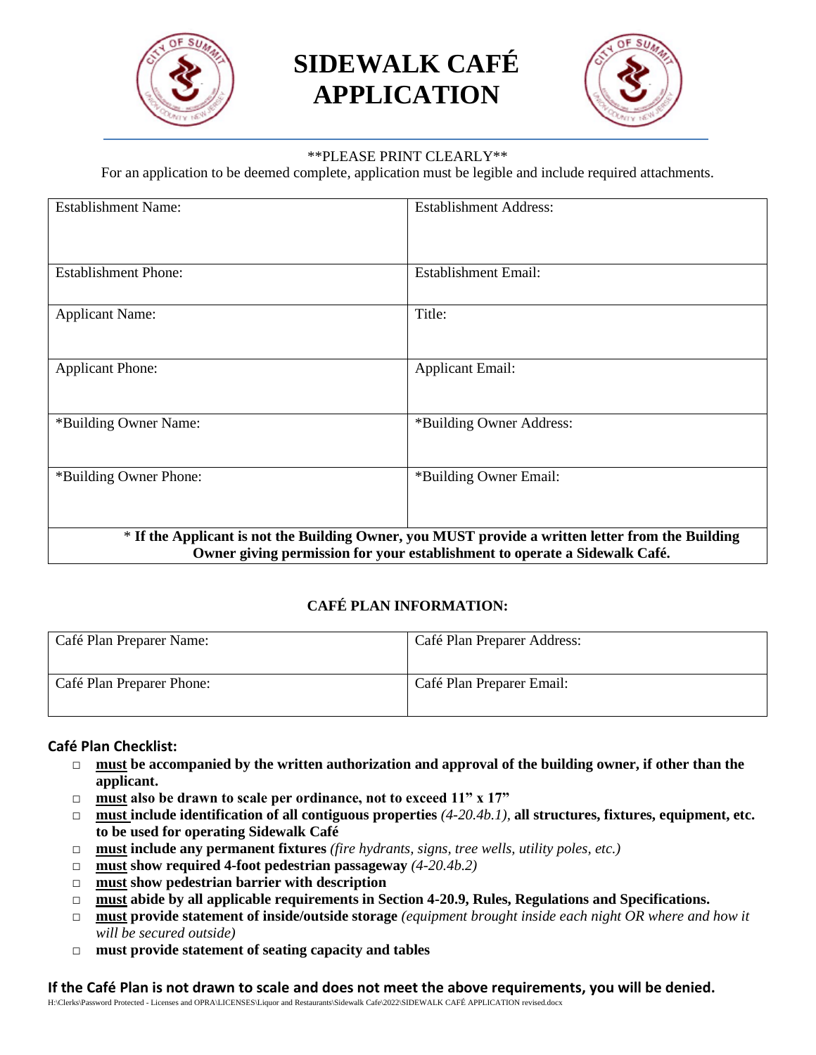# SIDEWALK CAFÉ APPLICATION

\*\*PLEASE PRINT CLEARLY\*\*

For an application to be deemed complete, application must be legible and include required attachments.

| Establishment Name: | Establishment Address: |
|---|---|
| Establishment Phone: | Establishment Email: |
| Applicant Name: | Title: |
| Applicant Phone: | Applicant Email: |
| *Building Owner Name: | *Building Owner Address: |
| *Building Owner Phone: | *Building Owner Email: |
| * **If the Applicant is not the Building Owner, you MUST provide a written letter from the Building Owner giving permission for your establishment to operate a Sidewalk Café.** | |

## CAFÉ PLAN INFORMATION:

| Café Plan Preparer Name: | Café Plan Preparer Address: |
|---|---|
| Café Plan Preparer Phone: | Café Plan Preparer Email: |

**Café Plan Checklist:**

- □ **must be accompanied by the written authorization and approval of the building owner, if other than the applicant.**
- □ **must also be drawn to scale per ordinance, not to exceed 11" x 17"**
- □ **must include identification of all contiguous properties** *(4-20.4b.1)*, **all structures, fixtures, equipment, etc. to be used for operating Sidewalk Café**
- □ **must include any permanent fixtures** *(fire hydrants, signs, tree wells, utility poles, etc.)*
- □ **must show required 4-foot pedestrian passageway** *(4-20.4b.2)*
- □ **must show pedestrian barrier with description**
- □ **must abide by all applicable requirements in Section 4-20.9, Rules, Regulations and Specifications.**
- □ **must provide statement of inside/outside storage** *(equipment brought inside each night OR where and how it will be secured outside)*
- □ **must provide statement of seating capacity and tables**

**If the Café Plan is not drawn to scale and does not meet the above requirements, you will be denied.**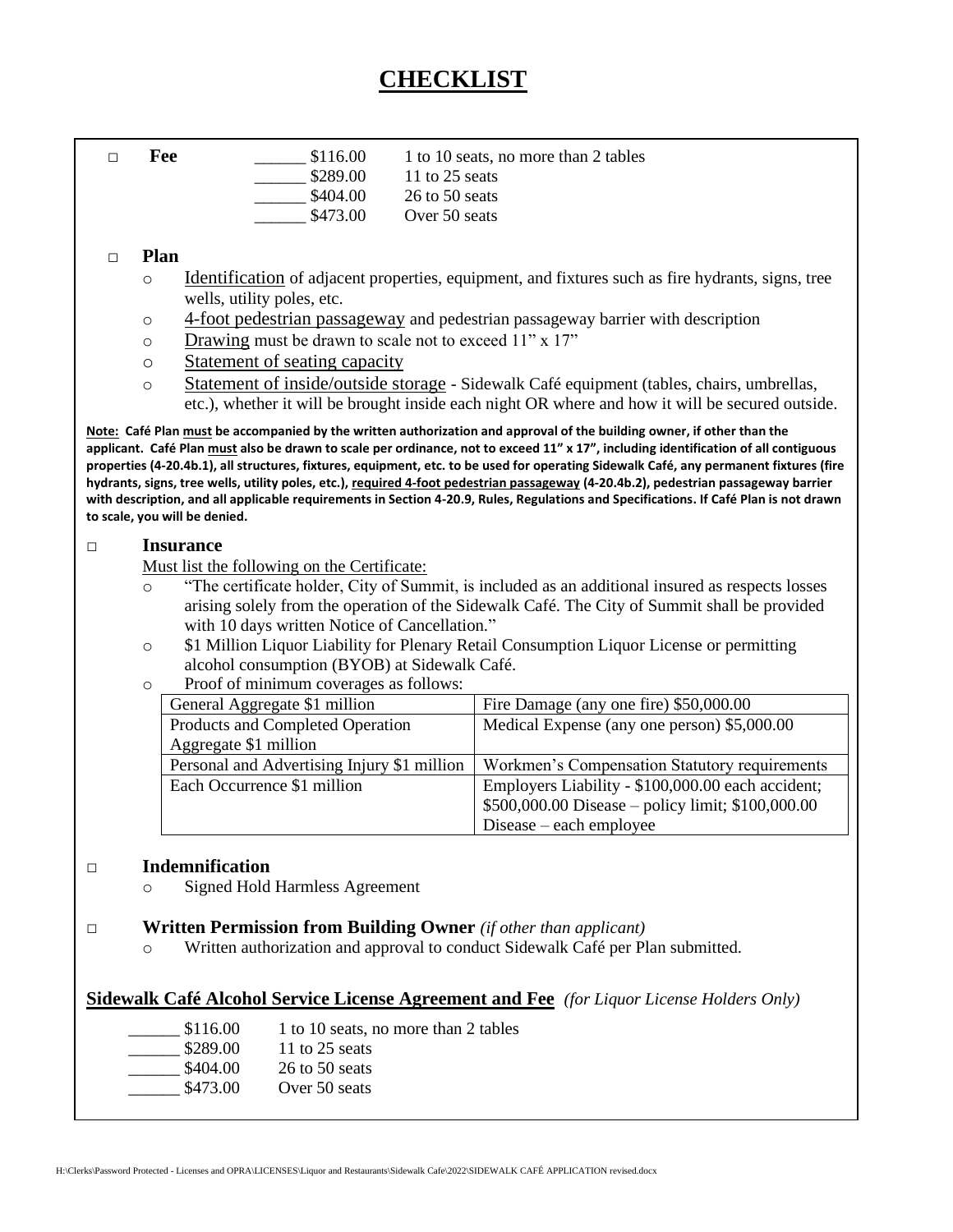# CHECKLIST

□ **Fee**

\_\_\_\_\_\_ $116.00 1 to 10 seats, no more than 2 tables
\_\_\_\_\_\_ $289.00 11 to 25 seats
\_\_\_\_\_\_ $404.00 26 to 50 seats
\_\_\_\_\_\_ $473.00 Over 50 seats

□ **Plan**

- Identification of adjacent properties, equipment, and fixtures such as fire hydrants, signs, tree wells, utility poles, etc.
- 4-foot pedestrian passageway and pedestrian passageway barrier with description
- Drawing must be drawn to scale not to exceed 11" x 17"
- Statement of seating capacity
- Statement of inside/outside storage - Sidewalk Café equipment (tables, chairs, umbrellas, etc.), whether it will be brought inside each night OR where and how it will be secured outside.

**Note: Café Plan must be accompanied by the written authorization and approval of the building owner, if other than the applicant. Café Plan must also be drawn to scale per ordinance, not to exceed 11" x 17", including identification of all contiguous properties (4-20.4b.1), all structures, fixtures, equipment, etc. to be used for operating Sidewalk Café, any permanent fixtures (fire hydrants, signs, tree wells, utility poles, etc.), required 4-foot pedestrian passageway (4-20.4b.2), pedestrian passageway barrier with description, and all applicable requirements in Section 4-20.9, Rules, Regulations and Specifications. If Café Plan is not drawn to scale, you will be denied.**

□ **Insurance**

Must list the following on the Certificate:

- "The certificate holder, City of Summit, is included as an additional insured as respects losses arising solely from the operation of the Sidewalk Café. The City of Summit shall be provided with 10 days written Notice of Cancellation."
- $1 Million Liquor Liability for Plenary Retail Consumption Liquor License or permitting alcohol consumption (BYOB) at Sidewalk Café.
- Proof of minimum coverages as follows:

| General Aggregate $1 million | Fire Damage (any one fire) $50,000.00 |
|---|---|
| Products and Completed Operation Aggregate $1 million | Medical Expense (any one person) $5,000.00 |
| Personal and Advertising Injury $1 million | Workmen's Compensation Statutory requirements |
| Each Occurrence $1 million | Employers Liability - $100,000.00 each accident; $500,000.00 Disease – policy limit; $100,000.00 Disease – each employee |

□ **Indemnification**

- Signed Hold Harmless Agreement

□ **Written Permission from Building Owner** *(if other than applicant)*

- Written authorization and approval to conduct Sidewalk Café per Plan submitted.

**Sidewalk Café Alcohol Service License Agreement and Fee** *(for Liquor License Holders Only)*

\_\_\_\_\_\_ $116.00 1 to 10 seats, no more than 2 tables
\_\_\_\_\_\_ $289.00 11 to 25 seats
\_\_\_\_\_\_ $404.00 26 to 50 seats
\_\_\_\_\_\_ $473.00 Over 50 seats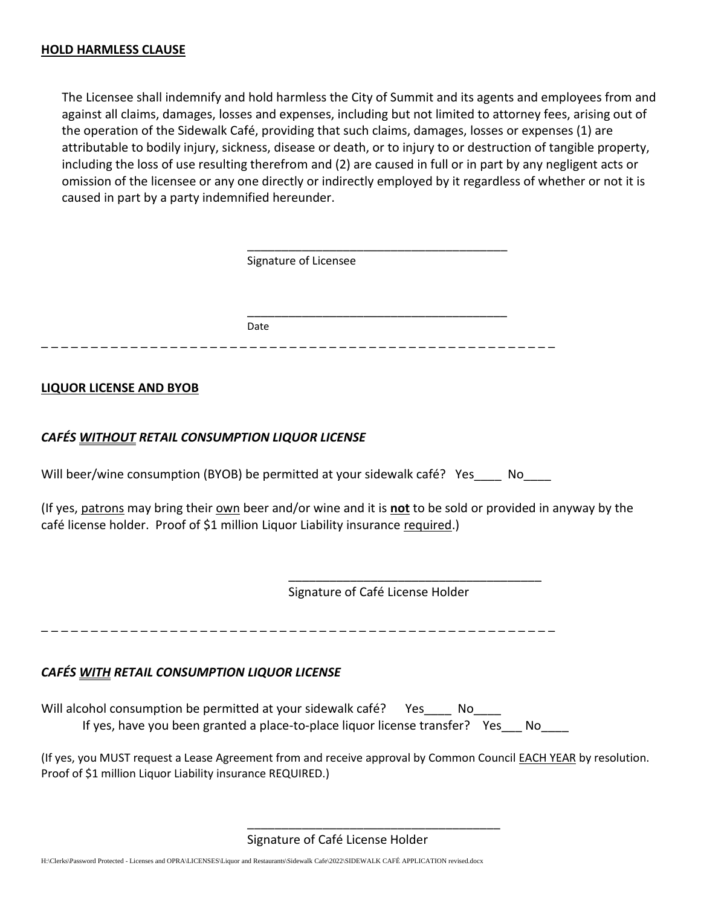**HOLD HARMLESS CLAUSE**

The Licensee shall indemnify and hold harmless the City of Summit and its agents and employees from and against all claims, damages, losses and expenses, including but not limited to attorney fees, arising out of the operation of the Sidewalk Café, providing that such claims, damages, losses or expenses (1) are attributable to bodily injury, sickness, disease or death, or to injury to or destruction of tangible property, including the loss of use resulting therefrom and (2) are caused in full or in part by any negligent acts or omission of the licensee or any one directly or indirectly employed by it regardless of whether or not it is caused in part by a party indemnified hereunder.

________________________________________
Signature of Licensee

________________________________________
Date

_ _ _ _ _ _ _ _ _ _ _ _ _ _ _ _ _ _ _ _ _ _ _ _ _ _ _ _ _ _ _ _ _ _ _ _ _ _ _ _ _ _ _ _ _ _ _ _ _ _ _ _ _ _ _

**LIQUOR LICENSE AND BYOB**

***CAFÉS WITHOUT RETAIL CONSUMPTION LIQUOR LICENSE***

Will beer/wine consumption (BYOB) be permitted at your sidewalk café? Yes____ No____

(If yes, patrons may bring their own beer and/or wine and it is **not** to be sold or provided in anyway by the café license holder. Proof of $1 million Liquor Liability insurance required.)

______________________________________
Signature of Café License Holder

_ _ _ _ _ _ _ _ _ _ _ _ _ _ _ _ _ _ _ _ _ _ _ _ _ _ _ _ _ _ _ _ _ _ _ _ _ _ _ _ _ _ _ _ _ _ _ _ _ _ _ _ _ _ _

***CAFÉS WITH RETAIL CONSUMPTION LIQUOR LICENSE***

Will alcohol consumption be permitted at your sidewalk café? Yes____ No____
If yes, have you been granted a place-to-place liquor license transfer? Yes___ No____

(If yes, you MUST request a Lease Agreement from and receive approval by Common Council EACH YEAR by resolution. Proof of $1 million Liquor Liability insurance REQUIRED.)

______________________________________
Signature of Café License Holder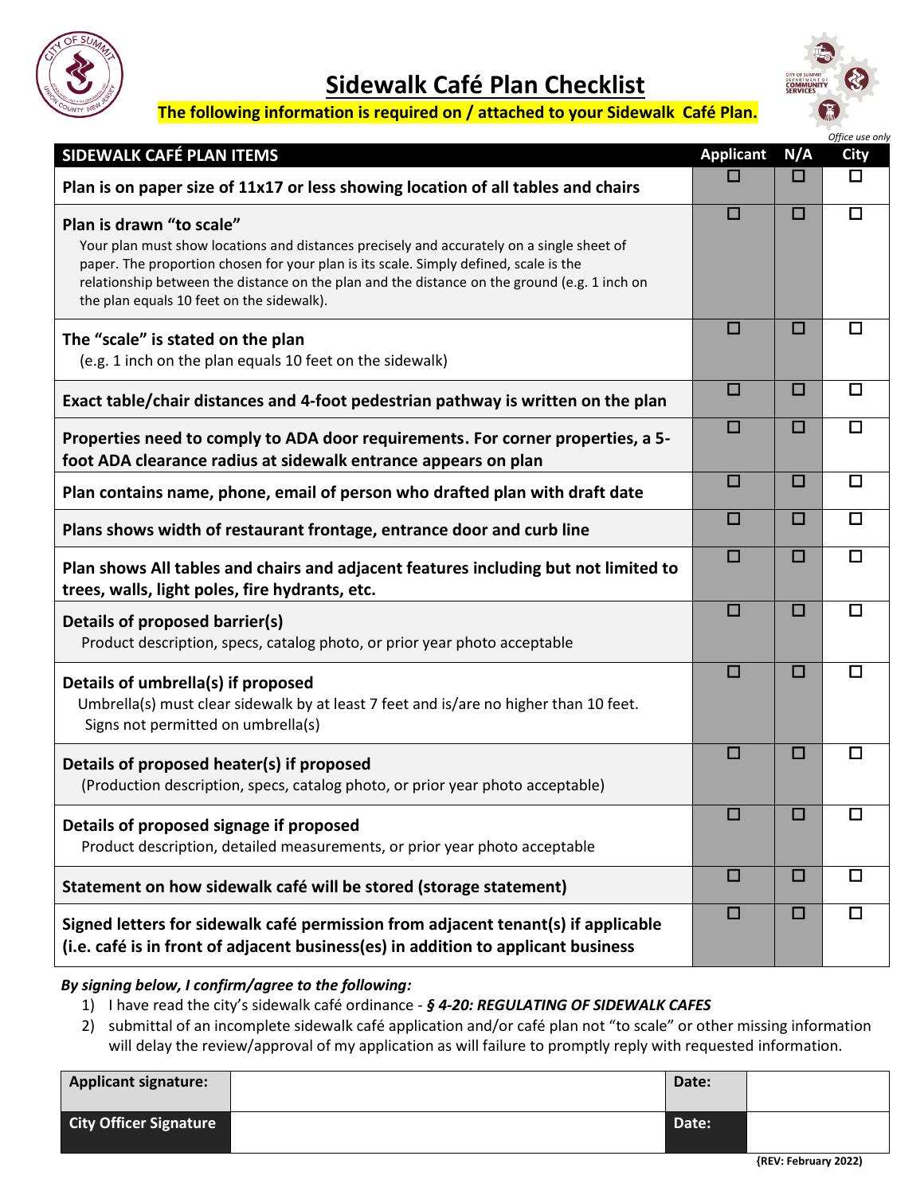# Sidewalk Café Plan Checklist

**The following information is required on / attached to your Sidewalk Café Plan.**

*Office use only*

| SIDEWALK CAFÉ PLAN ITEMS | Applicant | N/A | City |
|---|---|---|---|
| **Plan is on paper size of 11x17 or less showing location of all tables and chairs** | ☐ | ☐ | ☐ |
| **Plan is drawn "to scale"** Your plan must show locations and distances precisely and accurately on a single sheet of paper. The proportion chosen for your plan is its scale. Simply defined, scale is the relationship between the distance on the plan and the distance on the ground (e.g. 1 inch on the plan equals 10 feet on the sidewalk). | ☐ | ☐ | ☐ |
| **The "scale" is stated on the plan** (e.g. 1 inch on the plan equals 10 feet on the sidewalk) | ☐ | ☐ | ☐ |
| **Exact table/chair distances and 4-foot pedestrian pathway is written on the plan** | ☐ | ☐ | ☐ |
| **Properties need to comply to ADA door requirements. For corner properties, a 5-foot ADA clearance radius at sidewalk entrance appears on plan** | ☐ | ☐ | ☐ |
| **Plan contains name, phone, email of person who drafted plan with draft date** | ☐ | ☐ | ☐ |
| **Plans shows width of restaurant frontage, entrance door and curb line** | ☐ | ☐ | ☐ |
| **Plan shows All tables and chairs and adjacent features including but not limited to trees, walls, light poles, fire hydrants, etc.** | ☐ | ☐ | ☐ |
| **Details of proposed barrier(s)** Product description, specs, catalog photo, or prior year photo acceptable | ☐ | ☐ | ☐ |
| **Details of umbrella(s) if proposed** Umbrella(s) must clear sidewalk by at least 7 feet and is/are no higher than 10 feet. Signs not permitted on umbrella(s) | ☐ | ☐ | ☐ |
| **Details of proposed heater(s) if proposed** (Production description, specs, catalog photo, or prior year photo acceptable) | ☐ | ☐ | ☐ |
| **Details of proposed signage if proposed** Product description, detailed measurements, or prior year photo acceptable | ☐ | ☐ | ☐ |
| **Statement on how sidewalk café will be stored (storage statement)** | ☐ | ☐ | ☐ |
| **Signed letters for sidewalk café permission from adjacent tenant(s) if applicable (i.e. café is in front of adjacent business(es) in addition to applicant business** | ☐ | ☐ | ☐ |

***By signing below, I confirm/agree to the following:***

1) I have read the city's sidewalk café ordinance - ***§ 4-20: REGULATING OF SIDEWALK CAFES***
2) submittal of an incomplete sidewalk café application and/or café plan not "to scale" or other missing information will delay the review/approval of my application as will failure to promptly reply with requested information.

| | | | |
|---|---|---|---|
| **Applicant signature:** | | **Date:** | |
| **City Officer Signature** | | **Date:** | |

**{REV: February 2022)**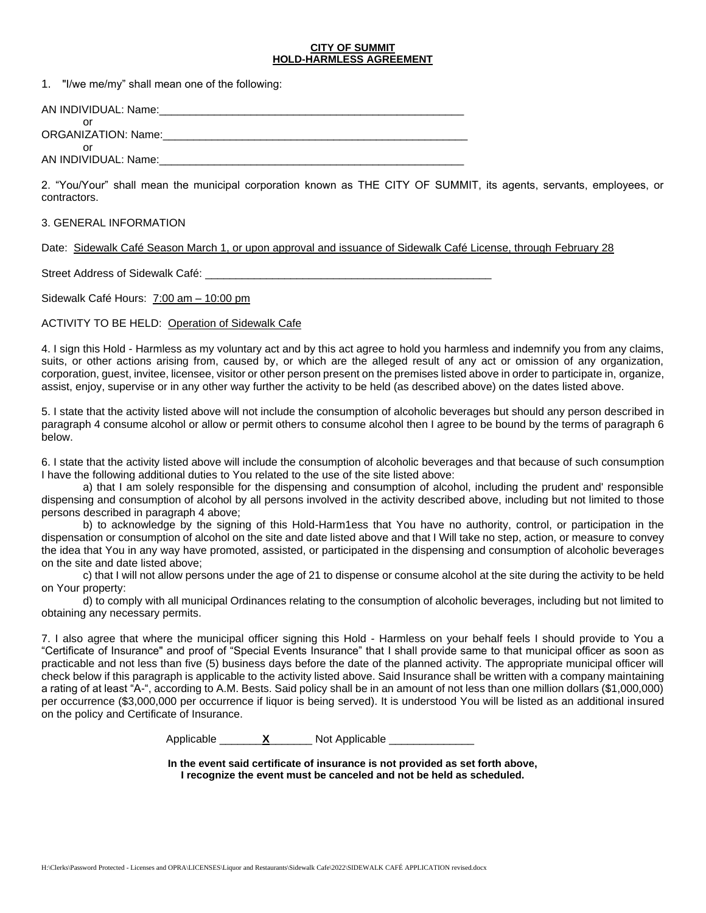**CITY OF SUMMIT**
**HOLD-HARMLESS AGREEMENT**

1. "I/we me/my" shall mean one of the following:

AN INDIVIDUAL: Name:\_\_\_\_\_\_\_\_\_\_\_\_\_\_\_\_\_\_\_\_\_\_\_\_\_\_\_\_\_\_\_\_\_\_\_\_\_\_\_\_\_\_\_\_\_\_\_\_\_\_\_

or

ORGANIZATION: Name:\_\_\_\_\_\_\_\_\_\_\_\_\_\_\_\_\_\_\_\_\_\_\_\_\_\_\_\_\_\_\_\_\_\_\_\_\_\_\_\_\_\_\_\_\_\_\_\_\_\_\_

or

AN INDIVIDUAL: Name:\_\_\_\_\_\_\_\_\_\_\_\_\_\_\_\_\_\_\_\_\_\_\_\_\_\_\_\_\_\_\_\_\_\_\_\_\_\_\_\_\_\_\_\_\_\_\_\_\_\_\_

2. "You/Your" shall mean the municipal corporation known as THE CITY OF SUMMIT, its agents, servants, employees, or contractors.

3. GENERAL INFORMATION

Date: <u>Sidewalk Café Season March 1, or upon approval and issuance of Sidewalk Café License, through February 28</u>

Street Address of Sidewalk Café: \_\_\_\_\_\_\_\_\_\_\_\_\_\_\_\_\_\_\_\_\_\_\_\_\_\_\_\_\_\_\_\_\_\_\_\_\_\_\_\_\_\_\_\_\_\_\_\_\_\_

Sidewalk Café Hours: <u>7:00 am – 10:00 pm</u>

ACTIVITY TO BE HELD: <u>Operation of Sidewalk Cafe</u>

4. I sign this Hold - Harmless as my voluntary act and by this act agree to hold you harmless and indemnify you from any claims, suits, or other actions arising from, caused by, or which are the alleged result of any act or omission of any organization, corporation, guest, invitee, licensee, visitor or other person present on the premises listed above in order to participate in, organize, assist, enjoy, supervise or in any other way further the activity to be held (as described above) on the dates listed above.

5. I state that the activity listed above will not include the consumption of alcoholic beverages but should any person described in paragraph 4 consume alcohol or allow or permit others to consume alcohol then I agree to be bound by the terms of paragraph 6 below.

6. I state that the activity listed above will include the consumption of alcoholic beverages and that because of such consumption I have the following additional duties to You related to the use of the site listed above:

a) that I am solely responsible for the dispensing and consumption of alcohol, including the prudent and' responsible dispensing and consumption of alcohol by all persons involved in the activity described above, including but not limited to those persons described in paragraph 4 above;

b) to acknowledge by the signing of this Hold-Harm1ess that You have no authority, control, or participation in the dispensation or consumption of alcohol on the site and date listed above and that I Will take no step, action, or measure to convey the idea that You in any way have promoted, assisted, or participated in the dispensing and consumption of alcoholic beverages on the site and date listed above;

c) that I will not allow persons under the age of 21 to dispense or consume alcohol at the site during the activity to be held on Your property:

d) to comply with all municipal Ordinances relating to the consumption of alcoholic beverages, including but not limited to obtaining any necessary permits.

7. I also agree that where the municipal officer signing this Hold - Harmless on your behalf feels I should provide to You a "Certificate of Insurance" and proof of "Special Events Insurance" that I shall provide same to that municipal officer as soon as practicable and not less than five (5) business days before the date of the planned activity. The appropriate municipal officer will check below if this paragraph is applicable to the activity listed above. Said Insurance shall be written with a company maintaining a rating of at least "A-", according to A.M. Bests. Said policy shall be in an amount of not less than one million dollars ($1,000,000) per occurrence ($3,000,000 per occurrence if liquor is being served). It is understood You will be listed as an additional insured on the policy and Certificate of Insurance.

Applicable \_\_\_\_\_\_\_**X**\_\_\_\_\_\_\_ Not Applicable \_\_\_\_\_\_\_\_\_\_\_\_\_\_

**In the event said certificate of insurance is not provided as set forth above, I recognize the event must be canceled and not be held as scheduled.**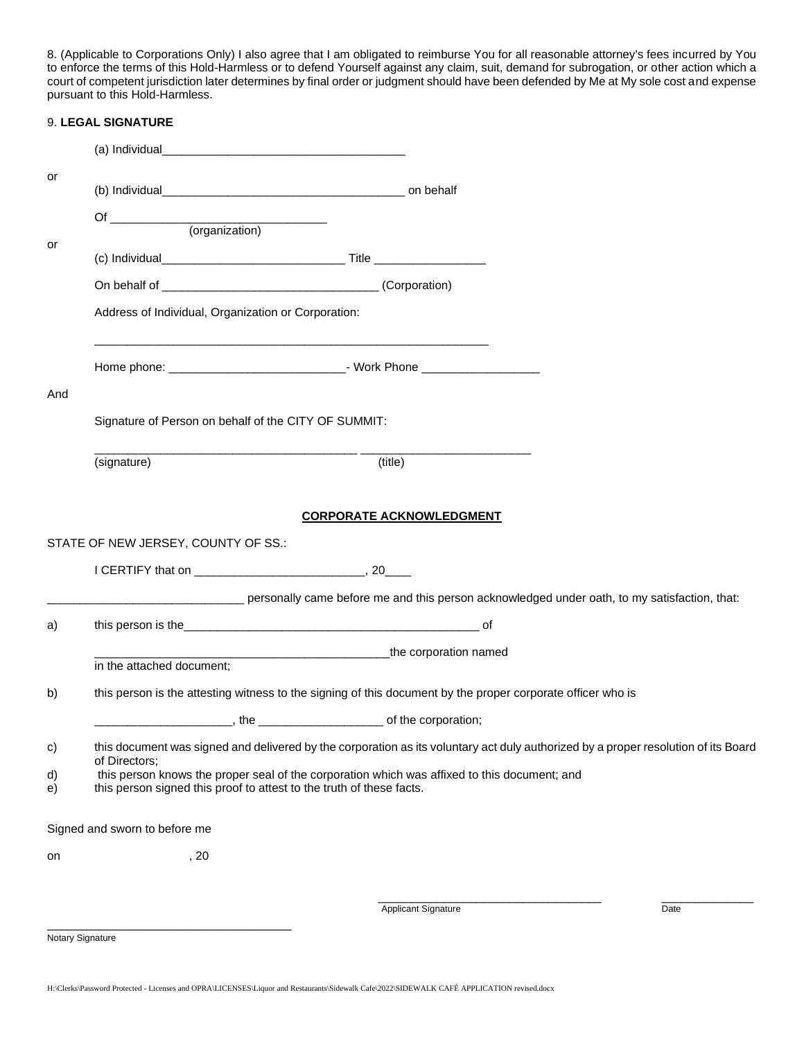8. (Applicable to Corporations Only) I also agree that I am obligated to reimburse You for all reasonable attorney's fees incurred by You to enforce the terms of this Hold-Harmless or to defend Yourself against any claim, suit, demand for subrogation, or other action which a court of competent jurisdiction later determines by final order or judgment should have been defended by Me at My sole cost and expense pursuant to this Hold-Harmless.

9. **LEGAL SIGNATURE**

(a) Individual_____________________________________

or

(b) Individual_____________________________________ on behalf

Of ________________________________
(organization)

or

(c) Individual____________________________ Title _________________

On behalf of _________________________________ (Corporation)

Address of Individual, Organization or Corporation:

_____________________________________________________________

Home phone: ___________________________- Work Phone __________________

And

Signature of Person on behalf of the CITY OF SUMMIT:

_______________________________________ __________________________
(signature) (title)

**CORPORATE ACKNOWLEDGMENT**

STATE OF NEW JERSEY, COUNTY OF SS.:

I CERTIFY that on __________________________, 20____

______________________________ personally came before me and this person acknowledged under oath, to my satisfaction, that:

a) this person is the_____________________________________________ of

_____________________________________________the corporation named in the attached document;

b) this person is the attesting witness to the signing of this document by the proper corporate officer who is

____________________, the __________________ of the corporation;

c) this document was signed and delivered by the corporation as its voluntary act duly authorized by a proper resolution of its Board of Directors;

d) this person knows the proper seal of the corporation which was affixed to this document; and

e) this person signed this proof to attest to the truth of these facts.

Signed and sworn to before me

on , 20

___________________________________ _______________
Applicant Signature Date

_____________________________________
Notary Signature

H:\Clerks\Password Protected - Licenses and OPRA\LICENSES\Liquor and Restaurants\Sidewalk Cafe\2022\SIDEWALK CAFÉ APPLICATION revised.docx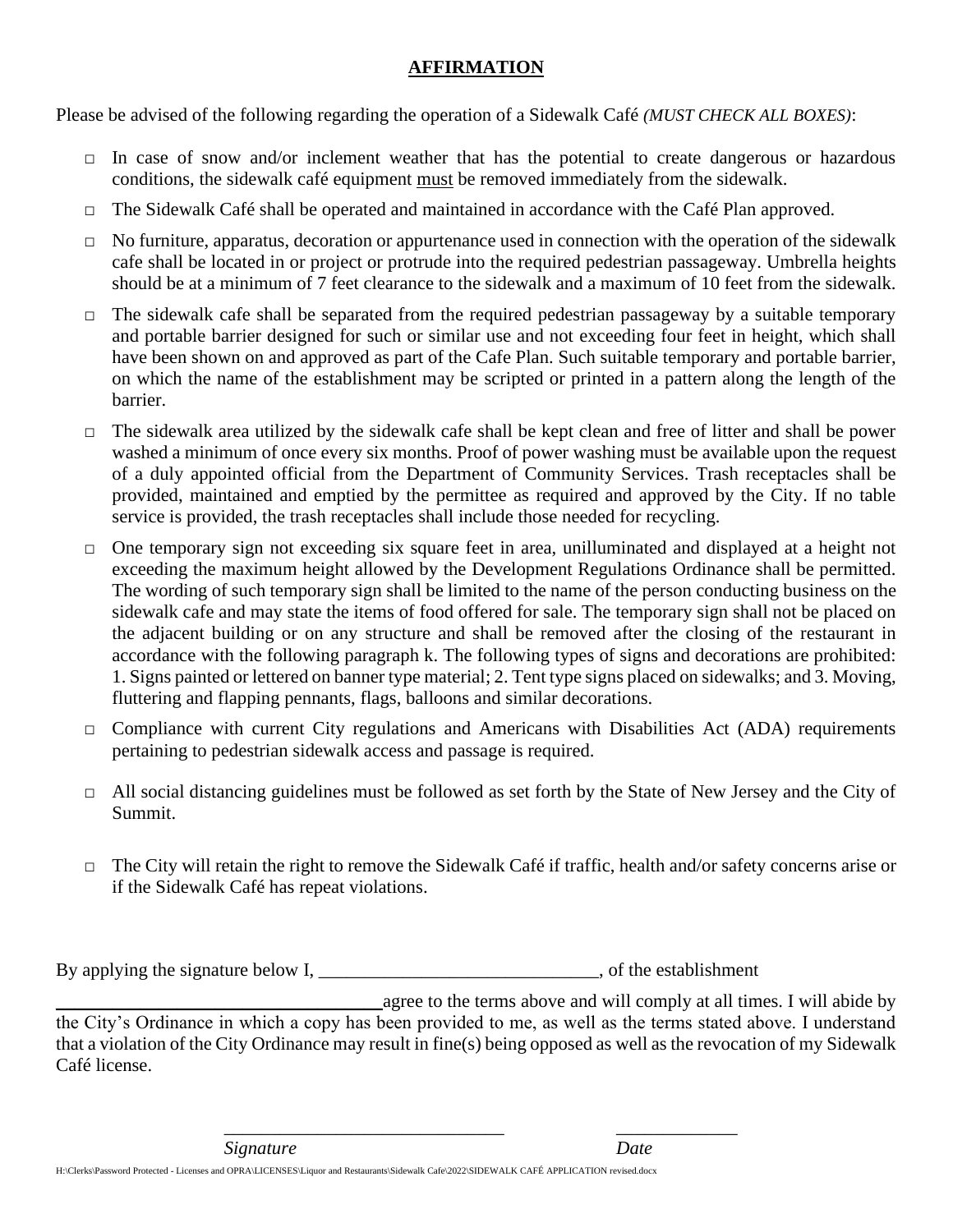# **AFFIRMATION**

Please be advised of the following regarding the operation of a Sidewalk Café *(MUST CHECK ALL BOXES)*:

- □ In case of snow and/or inclement weather that has the potential to create dangerous or hazardous conditions, the sidewalk café equipment <u>must</u> be removed immediately from the sidewalk.
- □ The Sidewalk Café shall be operated and maintained in accordance with the Café Plan approved.
- □ No furniture, apparatus, decoration or appurtenance used in connection with the operation of the sidewalk cafe shall be located in or project or protrude into the required pedestrian passageway. Umbrella heights should be at a minimum of 7 feet clearance to the sidewalk and a maximum of 10 feet from the sidewalk.
- □ The sidewalk cafe shall be separated from the required pedestrian passageway by a suitable temporary and portable barrier designed for such or similar use and not exceeding four feet in height, which shall have been shown on and approved as part of the Cafe Plan. Such suitable temporary and portable barrier, on which the name of the establishment may be scripted or printed in a pattern along the length of the barrier.
- □ The sidewalk area utilized by the sidewalk cafe shall be kept clean and free of litter and shall be power washed a minimum of once every six months. Proof of power washing must be available upon the request of a duly appointed official from the Department of Community Services. Trash receptacles shall be provided, maintained and emptied by the permittee as required and approved by the City. If no table service is provided, the trash receptacles shall include those needed for recycling.
- □ One temporary sign not exceeding six square feet in area, unilluminated and displayed at a height not exceeding the maximum height allowed by the Development Regulations Ordinance shall be permitted. The wording of such temporary sign shall be limited to the name of the person conducting business on the sidewalk cafe and may state the items of food offered for sale. The temporary sign shall not be placed on the adjacent building or on any structure and shall be removed after the closing of the restaurant in accordance with the following paragraph k. The following types of signs and decorations are prohibited: 1. Signs painted or lettered on banner type material; 2. Tent type signs placed on sidewalks; and 3. Moving, fluttering and flapping pennants, flags, balloons and similar decorations.
- □ Compliance with current City regulations and Americans with Disabilities Act (ADA) requirements pertaining to pedestrian sidewalk access and passage is required.
- □ All social distancing guidelines must be followed as set forth by the State of New Jersey and the City of Summit.
- □ The City will retain the right to remove the Sidewalk Café if traffic, health and/or safety concerns arise or if the Sidewalk Café has repeat violations.

By applying the signature below I, ______________________________, of the establishment ___________________________________ agree to the terms above and will comply at all times. I will abide by the City's Ordinance in which a copy has been provided to me, as well as the terms stated above. I understand that a violation of the City Ordinance may result in fine(s) being opposed as well as the revocation of my Sidewalk Café license.

______________________________ ______________

*Signature* *Date*

H:\Clerks\Password Protected - Licenses and OPRA\LICENSES\Liquor and Restaurants\Sidewalk Cafe\2022\SIDEWALK CAFÉ APPLICATION revised.docx